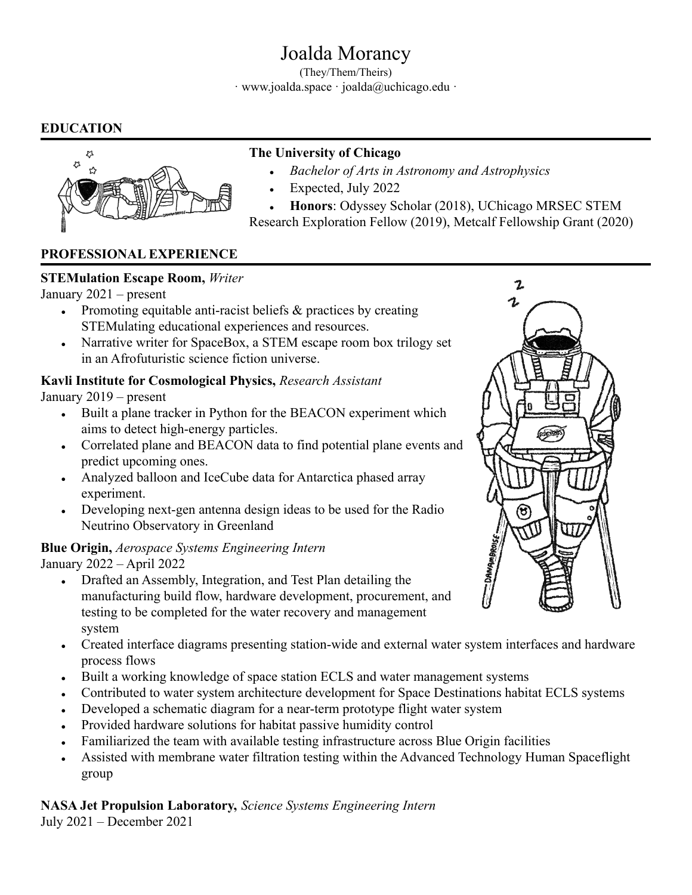# Joalda Morancy

(They/Them/Theirs)

· www.joalda.space · joalda@uchicago.edu ·

## EDUCATION

**The University of Chicago**

- *Bachelor of Arts in Astronomy and Astrophysics*
- Expected, July 2022
- **Honors**: Odyssey Scholar (2018), UChicago MRSEC STEM Research Exploration Fellow (2019), Metcalf Fellowship Grant (2020)

## PROFESSIONAL EXPERIENCE

**STEMulation Escape Room,** *Writer*
January 2021 – present

- Promoting equitable anti-racist beliefs & practices by creating STEMulating educational experiences and resources.
- Narrative writer for SpaceBox, a STEM escape room box trilogy set in an Afrofuturistic science fiction universe.

**Kavli Institute for Cosmological Physics,** *Research Assistant*
January 2019 – present

- Built a plane tracker in Python for the BEACON experiment which aims to detect high-energy particles.
- Correlated plane and BEACON data to find potential plane events and predict upcoming ones.
- Analyzed balloon and IceCube data for Antarctica phased array experiment.
- Developing next-gen antenna design ideas to be used for the Radio Neutrino Observatory in Greenland

**Blue Origin,** *Aerospace Systems Engineering Intern*
January 2022 – April 2022

- Drafted an Assembly, Integration, and Test Plan detailing the manufacturing build flow, hardware development, procurement, and testing to be completed for the water recovery and management system
- Created interface diagrams presenting station-wide and external water system interfaces and hardware process flows
- Built a working knowledge of space station ECLS and water management systems
- Contributed to water system architecture development for Space Destinations habitat ECLS systems
- Developed a schematic diagram for a near-term prototype flight water system
- Provided hardware solutions for habitat passive humidity control
- Familiarized the team with available testing infrastructure across Blue Origin facilities
- Assisted with membrane water filtration testing within the Advanced Technology Human Spaceflight group

**NASA Jet Propulsion Laboratory,** *Science Systems Engineering Intern*
July 2021 – December 2021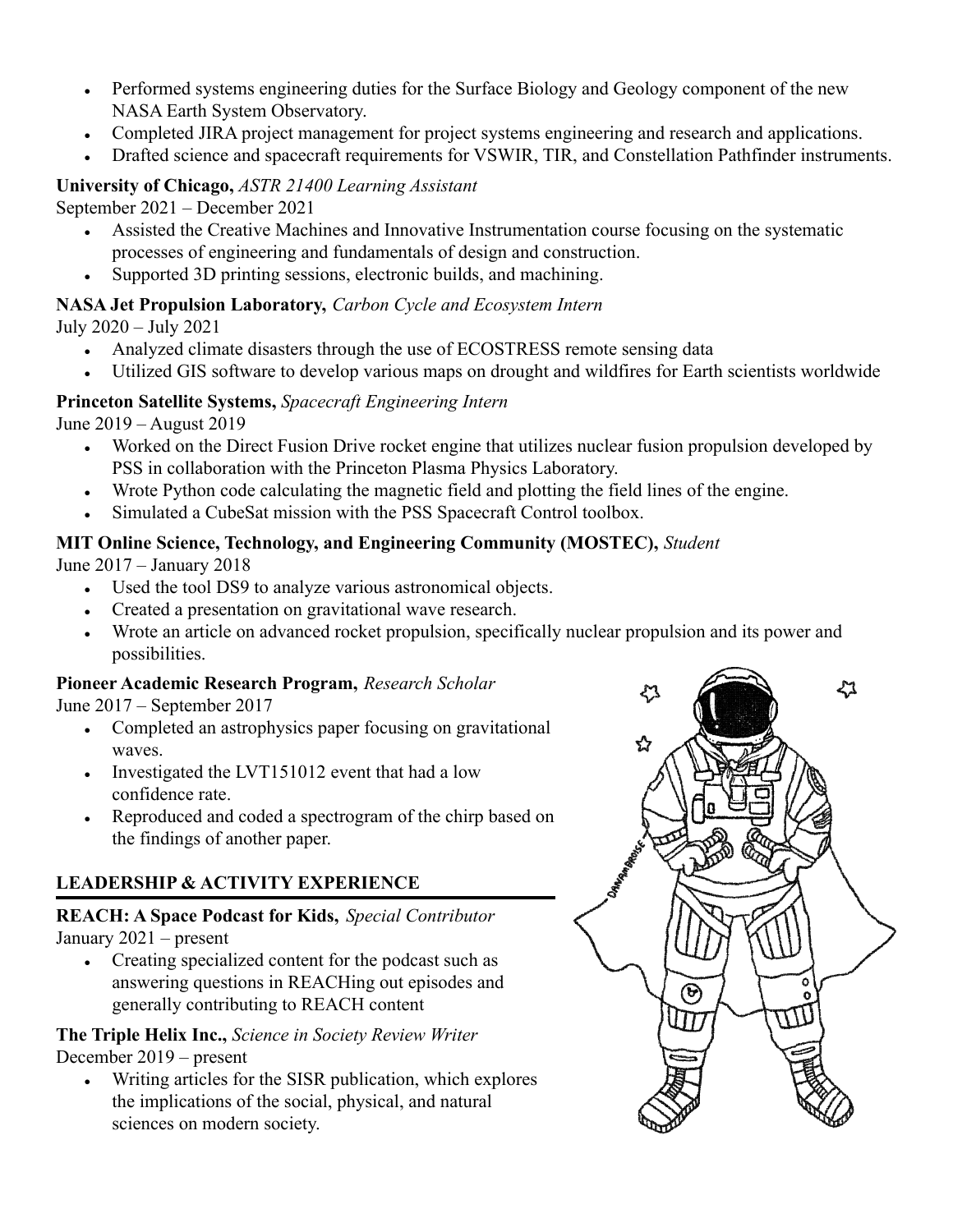- Performed systems engineering duties for the Surface Biology and Geology component of the new NASA Earth System Observatory.
- Completed JIRA project management for project systems engineering and research and applications.
- Drafted science and spacecraft requirements for VSWIR, TIR, and Constellation Pathfinder instruments.

**University of Chicago,** *ASTR 21400 Learning Assistant*
September 2021 – December 2021

- Assisted the Creative Machines and Innovative Instrumentation course focusing on the systematic processes of engineering and fundamentals of design and construction.
- Supported 3D printing sessions, electronic builds, and machining.

**NASA Jet Propulsion Laboratory,** *Carbon Cycle and Ecosystem Intern*
July 2020 – July 2021

- Analyzed climate disasters through the use of ECOSTRESS remote sensing data
- Utilized GIS software to develop various maps on drought and wildfires for Earth scientists worldwide

**Princeton Satellite Systems,** *Spacecraft Engineering Intern*
June 2019 – August 2019

- Worked on the Direct Fusion Drive rocket engine that utilizes nuclear fusion propulsion developed by PSS in collaboration with the Princeton Plasma Physics Laboratory.
- Wrote Python code calculating the magnetic field and plotting the field lines of the engine.
- Simulated a CubeSat mission with the PSS Spacecraft Control toolbox.

**MIT Online Science, Technology, and Engineering Community (MOSTEC),** *Student*
June 2017 – January 2018

- Used the tool DS9 to analyze various astronomical objects.
- Created a presentation on gravitational wave research.
- Wrote an article on advanced rocket propulsion, specifically nuclear propulsion and its power and possibilities.

**Pioneer Academic Research Program,** *Research Scholar*
June 2017 – September 2017

- Completed an astrophysics paper focusing on gravitational waves.
- Investigated the LVT151012 event that had a low confidence rate.
- Reproduced and coded a spectrogram of the chirp based on the findings of another paper.

## LEADERSHIP & ACTIVITY EXPERIENCE

**REACH: A Space Podcast for Kids,** *Special Contributor*
January 2021 – present

- Creating specialized content for the podcast such as answering questions in REACHing out episodes and generally contributing to REACH content

**The Triple Helix Inc.,** *Science in Society Review Writer*
December 2019 – present

- Writing articles for the SISR publication, which explores the implications of the social, physical, and natural sciences on modern society.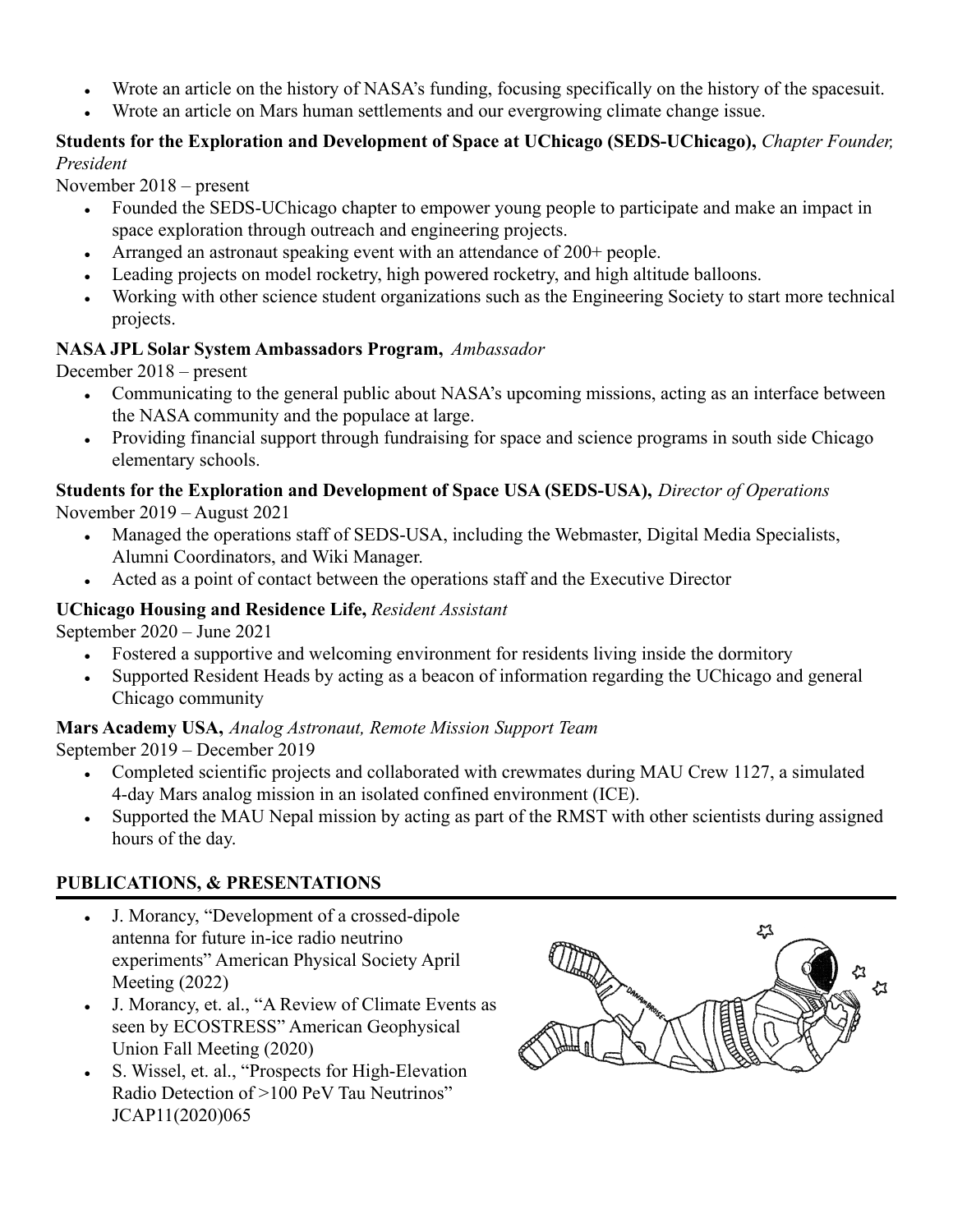- Wrote an article on the history of NASA's funding, focusing specifically on the history of the spacesuit.
- Wrote an article on Mars human settlements and our evergrowing climate change issue.

**Students for the Exploration and Development of Space at UChicago (SEDS-UChicago),** *Chapter Founder, President*
November 2018 – present

- Founded the SEDS-UChicago chapter to empower young people to participate and make an impact in space exploration through outreach and engineering projects.
- Arranged an astronaut speaking event with an attendance of 200+ people.
- Leading projects on model rocketry, high powered rocketry, and high altitude balloons.
- Working with other science student organizations such as the Engineering Society to start more technical projects.

**NASA JPL Solar System Ambassadors Program,** *Ambassador*
December 2018 – present

- Communicating to the general public about NASA's upcoming missions, acting as an interface between the NASA community and the populace at large.
- Providing financial support through fundraising for space and science programs in south side Chicago elementary schools.

**Students for the Exploration and Development of Space USA (SEDS-USA),** *Director of Operations*
November 2019 – August 2021

- Managed the operations staff of SEDS-USA, including the Webmaster, Digital Media Specialists, Alumni Coordinators, and Wiki Manager.
- Acted as a point of contact between the operations staff and the Executive Director

**UChicago Housing and Residence Life,** *Resident Assistant*
September 2020 – June 2021

- Fostered a supportive and welcoming environment for residents living inside the dormitory
- Supported Resident Heads by acting as a beacon of information regarding the UChicago and general Chicago community

**Mars Academy USA,** *Analog Astronaut, Remote Mission Support Team*
September 2019 – December 2019

- Completed scientific projects and collaborated with crewmates during MAU Crew 1127, a simulated 4-day Mars analog mission in an isolated confined environment (ICE).
- Supported the MAU Nepal mission by acting as part of the RMST with other scientists during assigned hours of the day.

## PUBLICATIONS, & PRESENTATIONS

- J. Morancy, "Development of a crossed-dipole antenna for future in-ice radio neutrino experiments" American Physical Society April Meeting (2022)
- J. Morancy, et. al., "A Review of Climate Events as seen by ECOSTRESS" American Geophysical Union Fall Meeting (2020)
- S. Wissel, et. al., "Prospects for High-Elevation Radio Detection of >100 PeV Tau Neutrinos" JCAP11(2020)065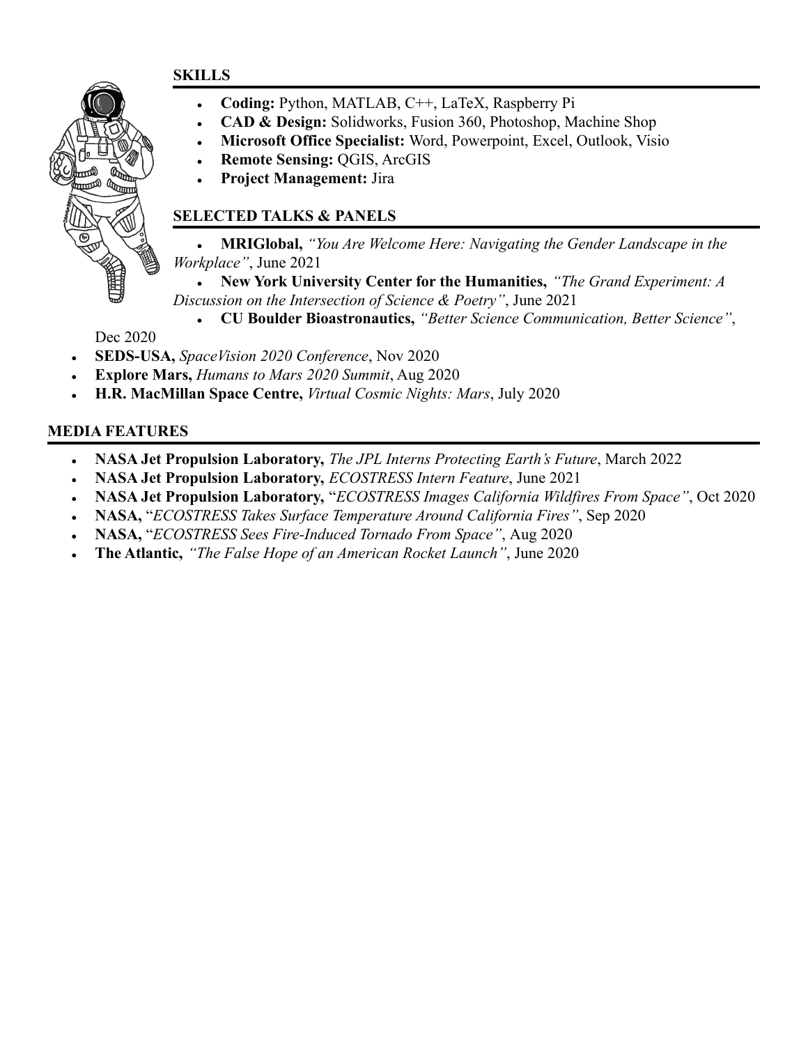## SKILLS

- **Coding:** Python, MATLAB, C++, LaTeX, Raspberry Pi
- **CAD & Design:** Solidworks, Fusion 360, Photoshop, Machine Shop
- **Microsoft Office Specialist:** Word, Powerpoint, Excel, Outlook, Visio
- **Remote Sensing:** QGIS, ArcGIS
- **Project Management:** Jira

## SELECTED TALKS & PANELS

- **MRIGlobal,** *"You Are Welcome Here: Navigating the Gender Landscape in the Workplace"*, June 2021
- **New York University Center for the Humanities,** *"The Grand Experiment: A Discussion on the Intersection of Science & Poetry"*, June 2021
- **CU Boulder Bioastronautics,** *"Better Science Communication, Better Science"*, Dec 2020
- **SEDS-USA,** *SpaceVision 2020 Conference*, Nov 2020
- **Explore Mars,** *Humans to Mars 2020 Summit*, Aug 2020
- **H.R. MacMillan Space Centre,** *Virtual Cosmic Nights: Mars*, July 2020

## MEDIA FEATURES

- **NASA Jet Propulsion Laboratory,** *The JPL Interns Protecting Earth's Future*, March 2022
- **NASA Jet Propulsion Laboratory,** *ECOSTRESS Intern Feature*, June 2021
- **NASA Jet Propulsion Laboratory,** "*ECOSTRESS Images California Wildfires From Space"*, Oct 2020
- **NASA,** "*ECOSTRESS Takes Surface Temperature Around California Fires"*, Sep 2020
- **NASA,** "*ECOSTRESS Sees Fire-Induced Tornado From Space"*, Aug 2020
- **The Atlantic,** *"The False Hope of an American Rocket Launch"*, June 2020